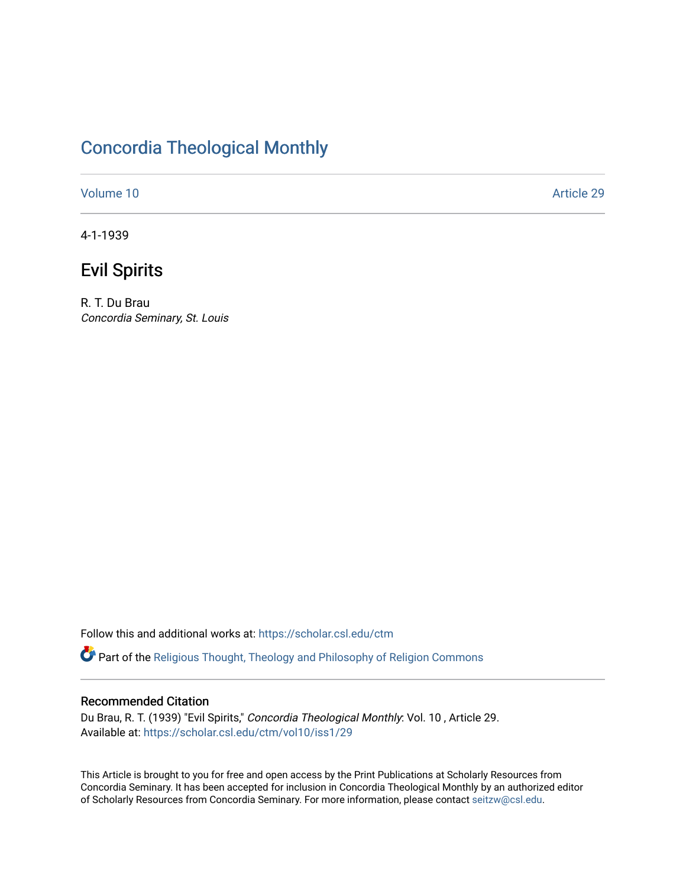# Concordia Theological Monthly

Volume 10 Article 29

4-1-1939

## Evil Spirits

R. T. Du Brau
*Concordia Seminary, St. Louis*

Follow this and additional works at: https://scholar.csl.edu/ctm

Part of the Religious Thought, Theology and Philosophy of Religion Commons

### Recommended Citation

Du Brau, R. T. (1939) "Evil Spirits," *Concordia Theological Monthly*: Vol. 10 , Article 29.
Available at: https://scholar.csl.edu/ctm/vol10/iss1/29

This Article is brought to you for free and open access by the Print Publications at Scholarly Resources from Concordia Seminary. It has been accepted for inclusion in Concordia Theological Monthly by an authorized editor of Scholarly Resources from Concordia Seminary. For more information, please contact seitzw@csl.edu.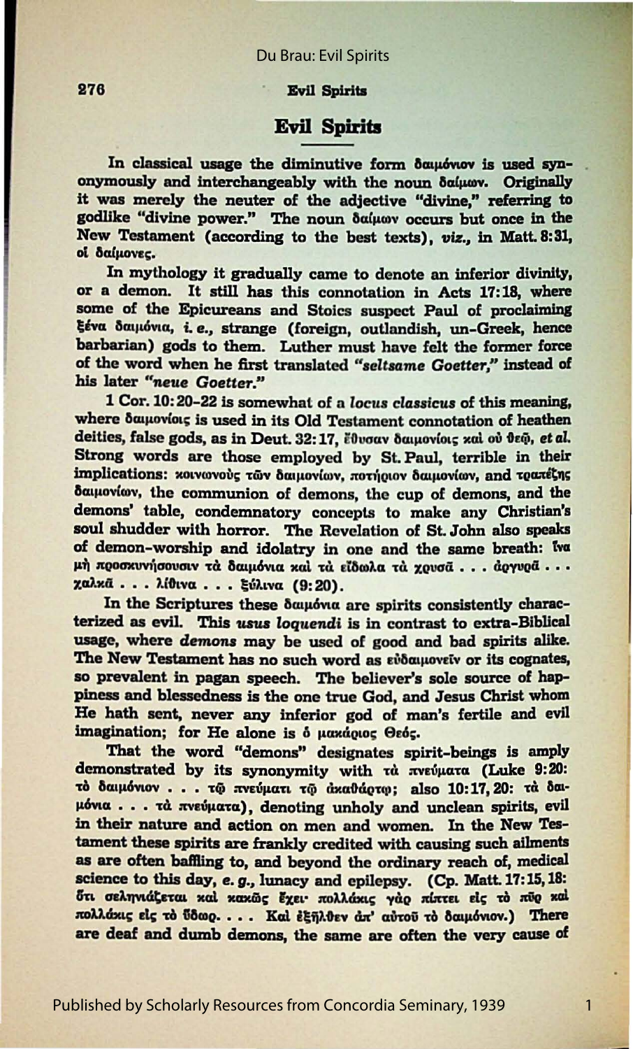# Evil Spirits

In classical usage the diminutive form **δαιμόνιον** is used synonymously and interchangeably with the noun **δαίμων**. Originally it was merely the neuter of the adjective "divine," referring to godlike "divine power." The noun **δαίμων** occurs but once in the New Testament (according to the best texts), *viz.*, in Matt. 8:31, **οἱ δαίμονες**.

In mythology it gradually came to denote an inferior divinity, or a demon. It still has this connotation in Acts 17:18, where some of the Epicureans and Stoics suspect Paul of proclaiming **ξένα δαιμόνια**, *i. e.*, strange (foreign, outlandish, un-Greek, hence barbarian) gods to them. Luther must have felt the former force of the word when he first translated *"seltsame Goetter,"* instead of his later *"neue Goetter."*

1 Cor. 10:20-22 is somewhat of a *locus classicus* of this meaning, where **δαιμονίοις** is used in its Old Testament connotation of heathen deities, false gods, as in Deut. 32:17, **ἔθυσαν δαιμονίοις καὶ οὐ θεῷ**, *et al.* Strong words are those employed by St. Paul, terrible in their implications: **κοινωνοὺς τῶν δαιμονίων, ποτήριον δαιμονίων**, and **τραπέζης δαιμονίων**, the communion of demons, the cup of demons, and the demons' table, condemnatory concepts to make any Christian's soul shudder with horror. The Revelation of St. John also speaks of demon-worship and idolatry in one and the same breath: **ἵνα μὴ προσκυνήσουσιν τὰ δαιμόνια καὶ τὰ εἴδωλα τὰ χρυσᾶ . . . ἀργυρᾶ . . . χαλκᾶ . . . λίθινα . . . ξύλινα** (9:20).

In the Scriptures these **δαιμόνια** are spirits consistently characterized as evil. This *usus loquendi* is in contrast to extra-Biblical usage, where *demons* may be used of good and bad spirits alike. The New Testament has no such word as **εὐδαιμονεῖν** or its cognates, so prevalent in pagan speech. The believer's sole source of happiness and blessedness is the one true God, and Jesus Christ whom He hath sent, never any inferior god of man's fertile and evil imagination; for He alone is **ὁ μακάριος Θεός**.

That the word "demons" designates spirit-beings is amply demonstrated by its synonymity with **τὰ πνεύματα** (Luke 9:20: **τὸ δαιμόνιον . . . τῷ πνεύματι τῷ ἀκαθάρτῳ**; also 10:17, 20: **τὰ δαιμόνια . . . τὰ πνεύματα**), denoting unholy and unclean spirits, evil in their nature and action on men and women. In the New Testament these spirits are frankly credited with causing such ailments as are often baffling to, and beyond the ordinary reach of, medical science to this day, *e. g.*, lunacy and epilepsy. (Cp. Matt. 17:15, 18: **ὅτι σεληνιάζεται καὶ κακῶς ἔχει· πολλάκις γὰρ πίπτει εἰς τὸ πῦρ καὶ πολλάκις εἰς τὸ ὕδωρ. . . . Καὶ ἐξῆλθεν ἀπ' αὐτοῦ τὸ δαιμόνιον.**) There are deaf and dumb demons, the same are often the very cause of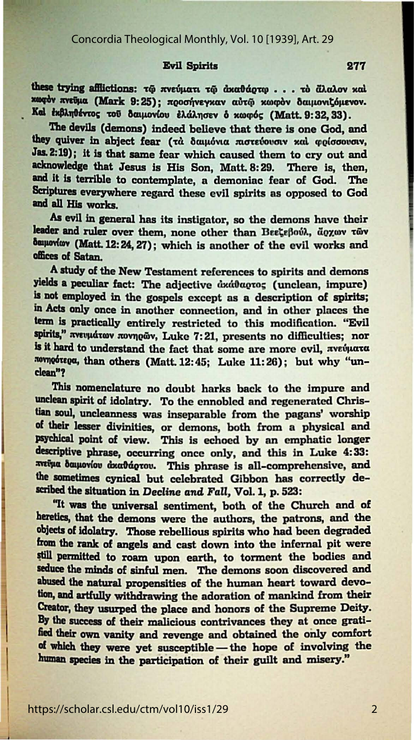these trying afflictions: τῷ πνεύματι τῷ ἀκαθάρτῳ . . . τὸ ἄλαλον καὶ κωφὸν πνεῦμα (Mark 9:25); προσήνεγκαν αὐτῷ κωφὸν δαιμονιζόμενον. Καὶ ἐκβληθέντος τοῦ δαιμονίου ἐλάλησεν ὁ κωφός (Matt. 9:32, 33).

The devils (demons) indeed believe that there is one God, and they quiver in abject fear (τὰ δαιμόνια πιστεύουσιν καὶ φρίσσουσιν, Jas. 2:19); it is that same fear which caused them to cry out and acknowledge that Jesus is His Son, Matt. 8:29. There is, then, and it is terrible to contemplate, a demoniac fear of God. The Scriptures everywhere regard these evil spirits as opposed to God and all His works.

As evil in general has its instigator, so the demons have their leader and ruler over them, none other than Βεεζεβούλ, ἄρχων τῶν δαιμονίων (Matt. 12:24, 27); which is another of the evil works and offices of Satan.

A study of the New Testament references to spirits and demons yields a peculiar fact: The adjective ἀκάθαρτος (unclean, impure) is not employed in the gospels except as a description of spirits; in Acts only once in another connection, and in other places the term is practically entirely restricted to this modification. "Evil spirits," πνευμάτων πονηρῶν, Luke 7:21, presents no difficulties; nor is it hard to understand the fact that some are more evil, πνεύματα πονηρότερα, than others (Matt. 12:45; Luke 11:26); but why "unclean"?

This nomenclature no doubt harks back to the impure and unclean spirit of idolatry. To the ennobled and regenerated Christian soul, uncleanness was inseparable from the pagans' worship of their lesser divinities, or demons, both from a physical and psychical point of view. This is echoed by an emphatic longer descriptive phrase, occurring once only, and this in Luke 4:33: πνεῦμα δαιμονίου ἀκαθάρτου. This phrase is all-comprehensive, and the sometimes cynical but celebrated Gibbon has correctly described the situation in *Decline and Fall*, Vol. 1, p. 523:

"It was the universal sentiment, both of the Church and of heretics, that the demons were the authors, the patrons, and the objects of idolatry. Those rebellious spirits who had been degraded from the rank of angels and cast down into the infernal pit were still permitted to roam upon earth, to torment the bodies and seduce the minds of sinful men. The demons soon discovered and abused the natural propensities of the human heart toward devotion, and artfully withdrawing the adoration of mankind from their Creator, they usurped the place and honors of the Supreme Deity. By the success of their malicious contrivances they at once gratified their own vanity and revenge and obtained the only comfort of which they were yet susceptible — the hope of involving the human species in the participation of their guilt and misery."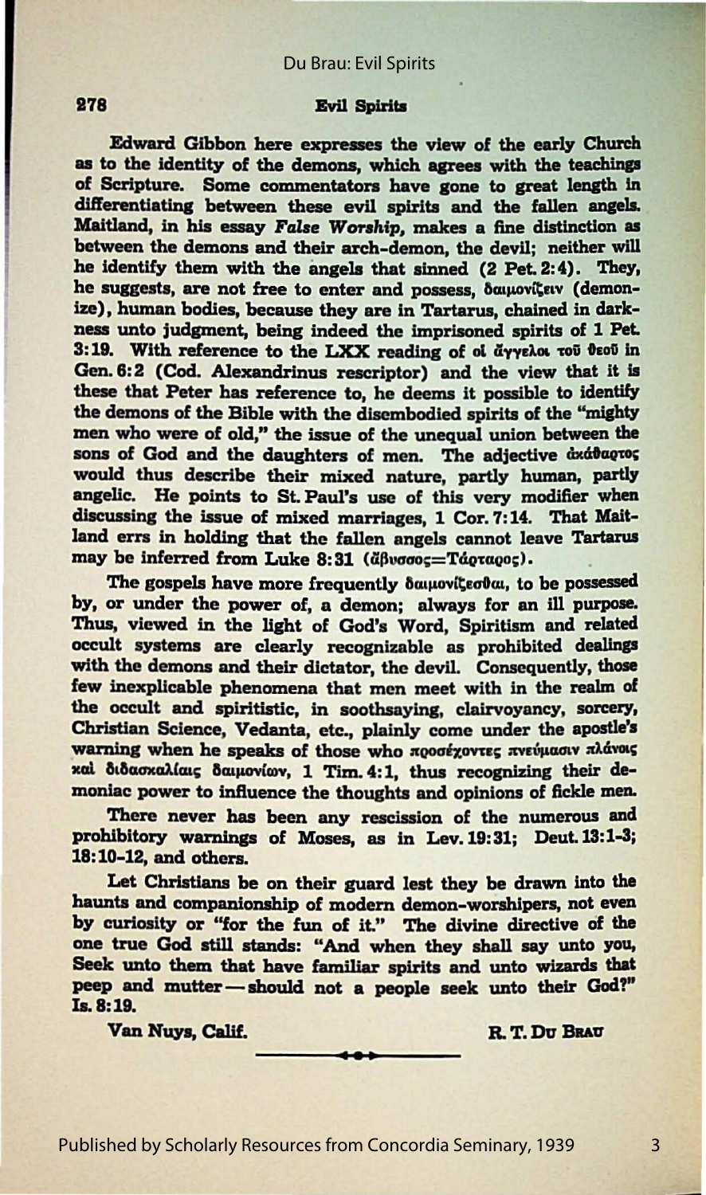Edward Gibbon here expresses the view of the early Church as to the identity of the demons, which agrees with the teachings of Scripture. Some commentators have gone to great length in differentiating between these evil spirits and the fallen angels. Maitland, in his essay *False Worship*, makes a fine distinction as between the demons and their arch-demon, the devil; neither will he identify them with the angels that sinned (2 Pet. 2:4). They, he suggests, are not free to enter and possess, δαιμονίζειν (demonize), human bodies, because they are in Tartarus, chained in darkness unto judgment, being indeed the imprisoned spirits of 1 Pet. 3:19. With reference to the LXX reading of οἱ ἄγγελοι τοῦ θεοῦ in Gen. 6:2 (Cod. Alexandrinus rescriptor) and the view that it is these that Peter has reference to, he deems it possible to identify the demons of the Bible with the disembodied spirits of the "mighty men who were of old," the issue of the unequal union between the sons of God and the daughters of men. The adjective ἀκάθαρτος would thus describe their mixed nature, partly human, partly angelic. He points to St. Paul's use of this very modifier when discussing the issue of mixed marriages, 1 Cor. 7:14. That Maitland errs in holding that the fallen angels cannot leave Tartarus may be inferred from Luke 8:31 (ἄβυσσος=Τάρταρος).

The gospels have more frequently δαιμονίζεσθαι, to be possessed by, or under the power of, a demon; always for an ill purpose. Thus, viewed in the light of God's Word, Spiritism and related occult systems are clearly recognizable as prohibited dealings with the demons and their dictator, the devil. Consequently, those few inexplicable phenomena that men meet with in the realm of the occult and spiritistic, in soothsaying, clairvoyancy, sorcery, Christian Science, Vedanta, etc., plainly come under the apostle's warning when he speaks of those who προσέχοντες πνεύμασιν πλάνοις καὶ διδασκαλίαις δαιμονίων, 1 Tim. 4:1, thus recognizing their demoniac power to influence the thoughts and opinions of fickle men.

There never has been any rescission of the numerous and prohibitory warnings of Moses, as in Lev. 19:31; Deut. 13:1-3; 18:10-12, and others.

Let Christians be on their guard lest they be drawn into the haunts and companionship of modern demon-worshipers, not even by curiosity or "for the fun of it." The divine directive of the one true God still stands: "And when they shall say unto you, Seek unto them that have familiar spirits and unto wizards that peep and mutter — should not a people seek unto their God?" Is. 8:19.

Van Nuys, Calif. R. T. Du Brau